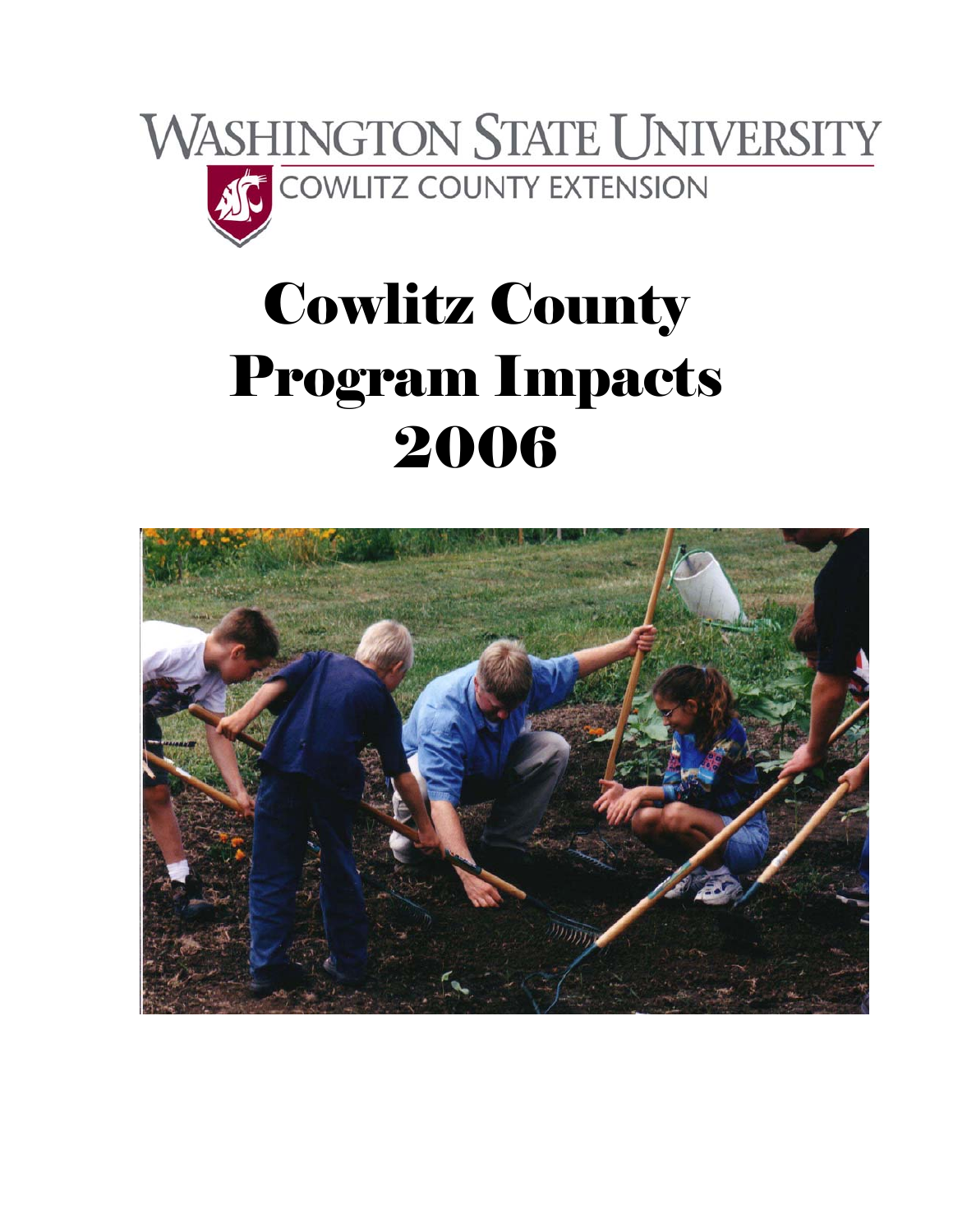WASHINGTON STATE UNIVERSITY
COWLITZ COUNTY EXTENSION

# Cowlitz County Program Impacts 2006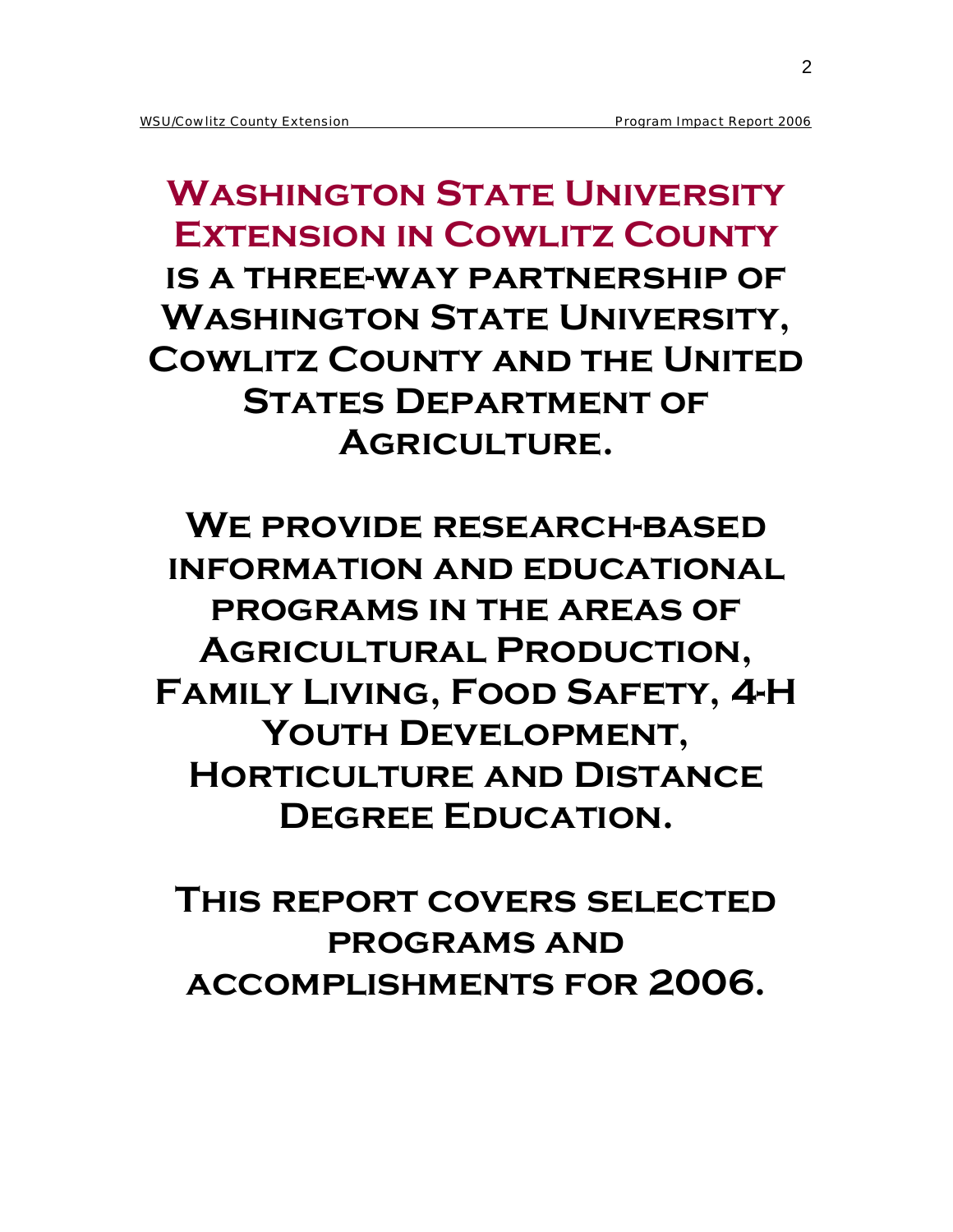# Washington State University Extension in Cowlitz County

**is a three-way partnership of Washington State University, Cowlitz County and the United States Department of Agriculture.**

**We provide research-based information and educational programs in the areas of Agricultural Production, Family Living, Food Safety, 4-H Youth Development, Horticulture and Distance Degree Education.**

**This report covers selected programs and accomplishments for 2006.**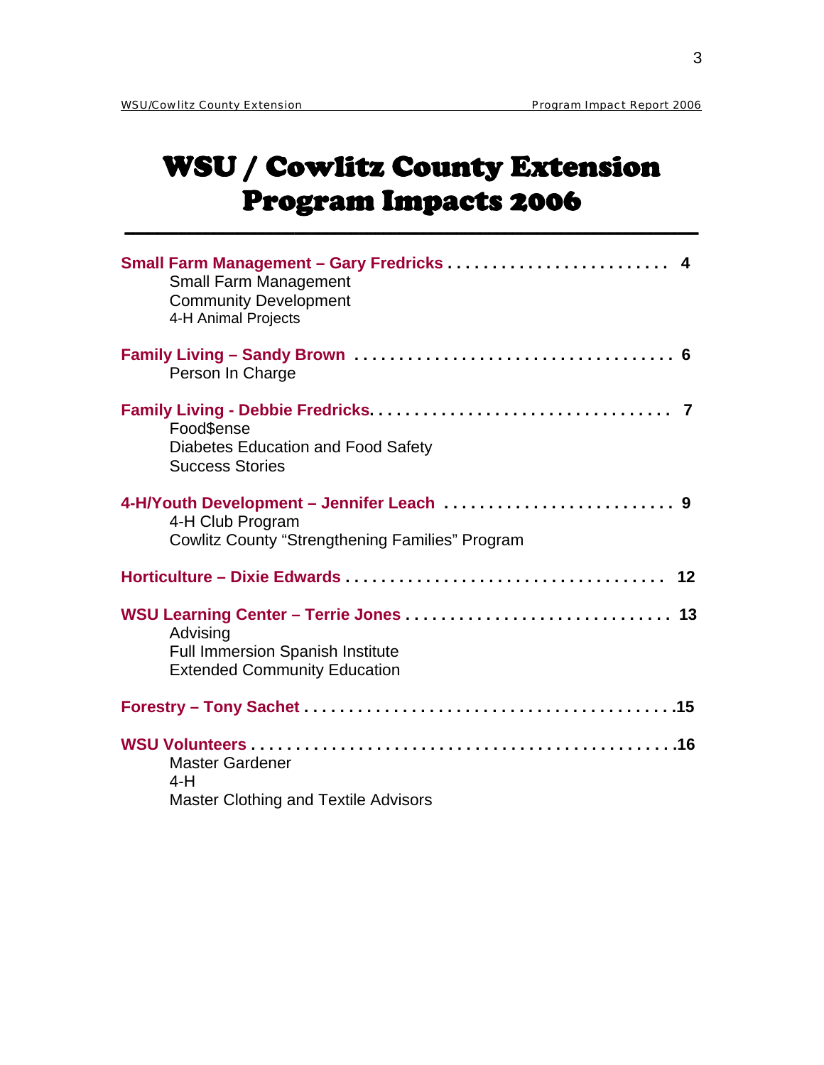# WSU / Cowlitz County Extension Program Impacts 2006

**Small Farm Management – Gary Fredricks . . . . . . . . . . . . . . . . . . . . . . . . . 4**
- Small Farm Management
- Community Development
- 4-H Animal Projects

**Family Living – Sandy Brown . . . . . . . . . . . . . . . . . . . . . . . . . . . . . . . . . . . 6**
- Person In Charge

**Family Living - Debbie Fredricks. . . . . . . . . . . . . . . . . . . . . . . . . . . . . . . . . 7**
- Food$ense
- Diabetes Education and Food Safety
- Success Stories

**4-H/Youth Development – Jennifer Leach . . . . . . . . . . . . . . . . . . . . . . . . . . 9**
- 4-H Club Program
- Cowlitz County "Strengthening Families" Program

**Horticulture – Dixie Edwards . . . . . . . . . . . . . . . . . . . . . . . . . . . . . . . . . . . 12**

**WSU Learning Center – Terrie Jones . . . . . . . . . . . . . . . . . . . . . . . . . . . . . 13**
- Advising
- Full Immersion Spanish Institute
- Extended Community Education

**Forestry – Tony Sachet . . . . . . . . . . . . . . . . . . . . . . . . . . . . . . . . . . . . . . . . .15**

**WSU Volunteers . . . . . . . . . . . . . . . . . . . . . . . . . . . . . . . . . . . . . . . . . . . . . . .16**
- Master Gardener
- 4-H
- Master Clothing and Textile Advisors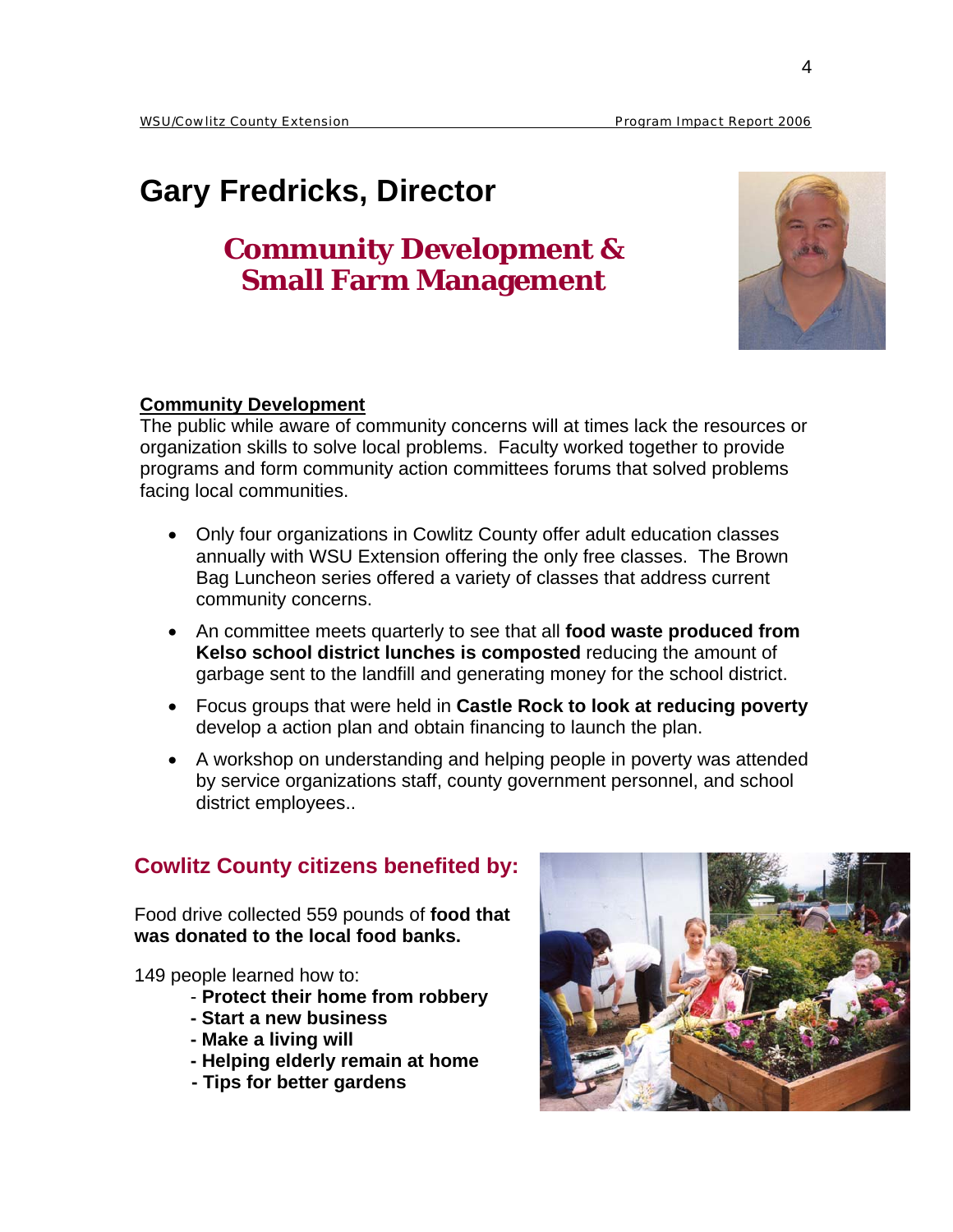# Gary Fredricks, Director

## Community Development & Small Farm Management

**Community Development**

The public while aware of community concerns will at times lack the resources or organization skills to solve local problems. Faculty worked together to provide programs and form community action committees forums that solved problems facing local communities.

- Only four organizations in Cowlitz County offer adult education classes annually with WSU Extension offering the only free classes. The Brown Bag Luncheon series offered a variety of classes that address current community concerns.
- An committee meets quarterly to see that all **food waste produced from Kelso school district lunches is composted** reducing the amount of garbage sent to the landfill and generating money for the school district.
- Focus groups that were held in **Castle Rock to look at reducing poverty** develop a action plan and obtain financing to launch the plan.
- A workshop on understanding and helping people in poverty was attended by service organizations staff, county government personnel, and school district employees..

## Cowlitz County citizens benefited by:

Food drive collected 559 pounds of **food that was donated to the local food banks.**

149 people learned how to:

- **Protect their home from robbery**
- **Start a new business**
- **Make a living will**
- **Helping elderly remain at home**
- **Tips for better gardens**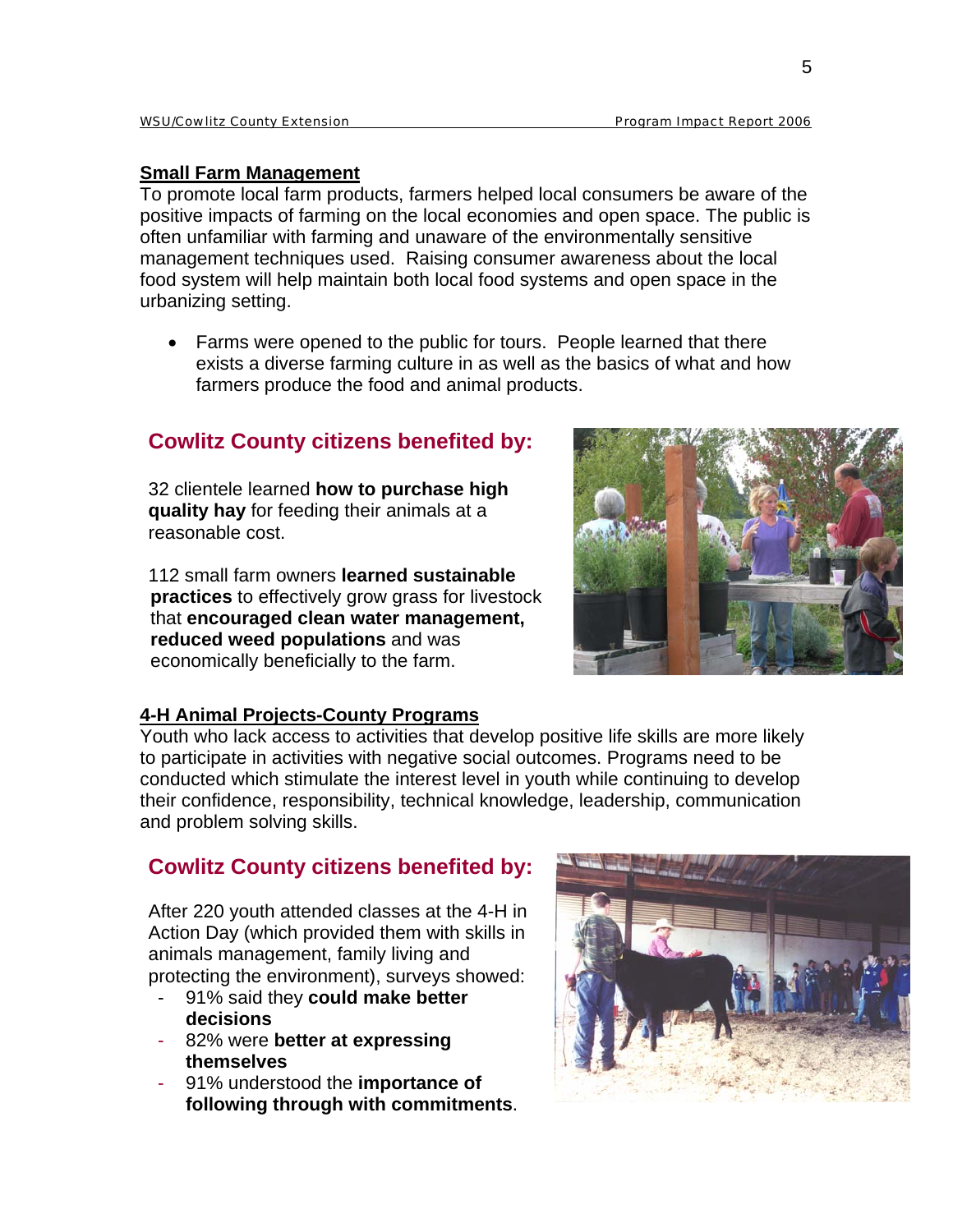## Small Farm Management

To promote local farm products, farmers helped local consumers be aware of the positive impacts of farming on the local economies and open space. The public is often unfamiliar with farming and unaware of the environmentally sensitive management techniques used. Raising consumer awareness about the local food system will help maintain both local food systems and open space in the urbanizing setting.

- Farms were opened to the public for tours. People learned that there exists a diverse farming culture in as well as the basics of what and how farmers produce the food and animal products.

### Cowlitz County citizens benefited by:

32 clientele learned **how to purchase high quality hay** for feeding their animals at a reasonable cost.

112 small farm owners **learned sustainable practices** to effectively grow grass for livestock that **encouraged clean water management, reduced weed populations** and was economically beneficially to the farm.

## 4-H Animal Projects-County Programs

Youth who lack access to activities that develop positive life skills are more likely to participate in activities with negative social outcomes. Programs need to be conducted which stimulate the interest level in youth while continuing to develop their confidence, responsibility, technical knowledge, leadership, communication and problem solving skills.

### Cowlitz County citizens benefited by:

After 220 youth attended classes at the 4-H in Action Day (which provided them with skills in animals management, family living and protecting the environment), surveys showed:

- 91% said they **could make better decisions**
- 82% were **better at expressing themselves**
- 91% understood the **importance of following through with commitments**.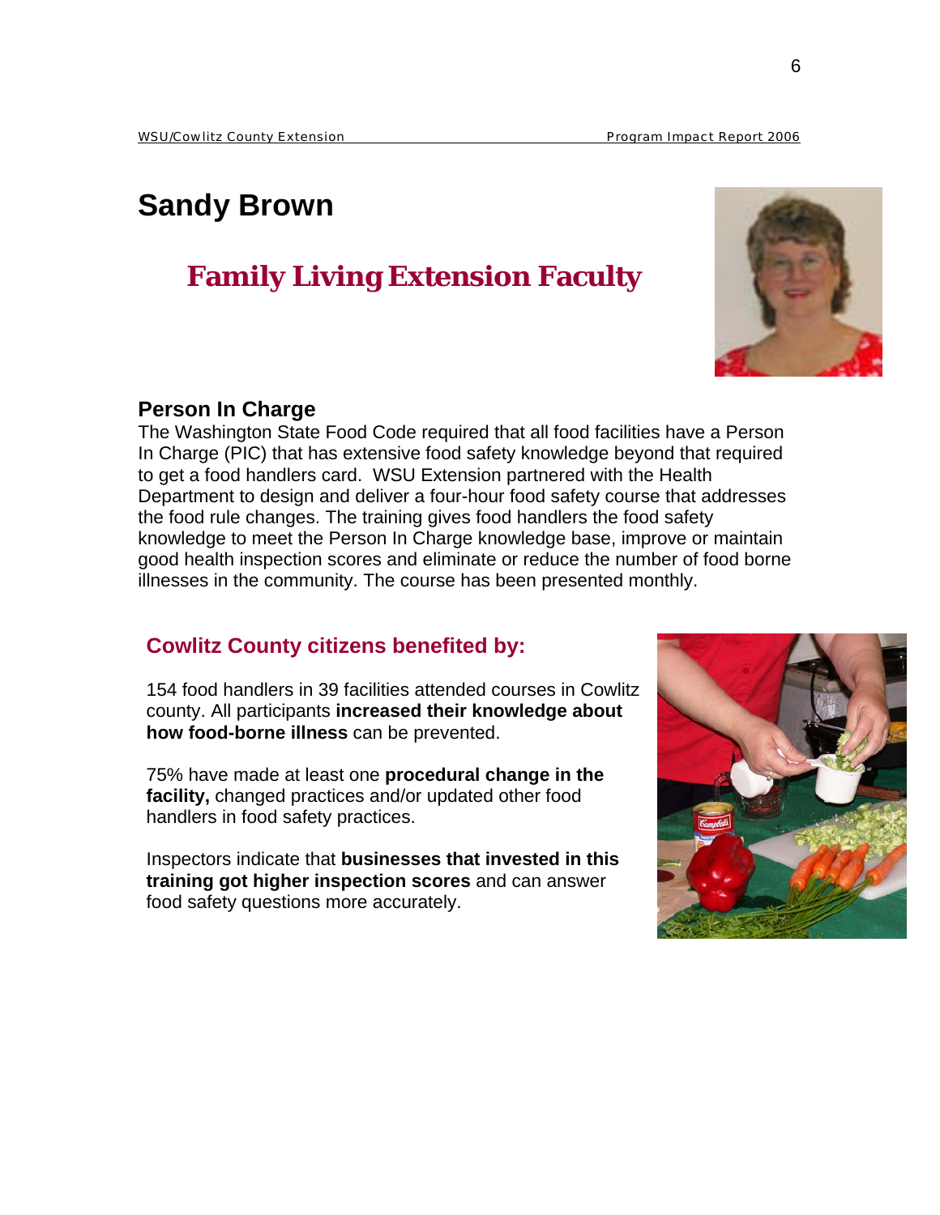# Sandy Brown

## Family Living Extension Faculty

### Person In Charge

The Washington State Food Code required that all food facilities have a Person In Charge (PIC) that has extensive food safety knowledge beyond that required to get a food handlers card. WSU Extension partnered with the Health Department to design and deliver a four-hour food safety course that addresses the food rule changes. The training gives food handlers the food safety knowledge to meet the Person In Charge knowledge base, improve or maintain good health inspection scores and eliminate or reduce the number of food borne illnesses in the community. The course has been presented monthly.

### Cowlitz County citizens benefited by:

154 food handlers in 39 facilities attended courses in Cowlitz county. All participants **increased their knowledge about how food-borne illness** can be prevented.

75% have made at least one **procedural change in the facility,** changed practices and/or updated other food handlers in food safety practices.

Inspectors indicate that **businesses that invested in this training got higher inspection scores** and can answer food safety questions more accurately.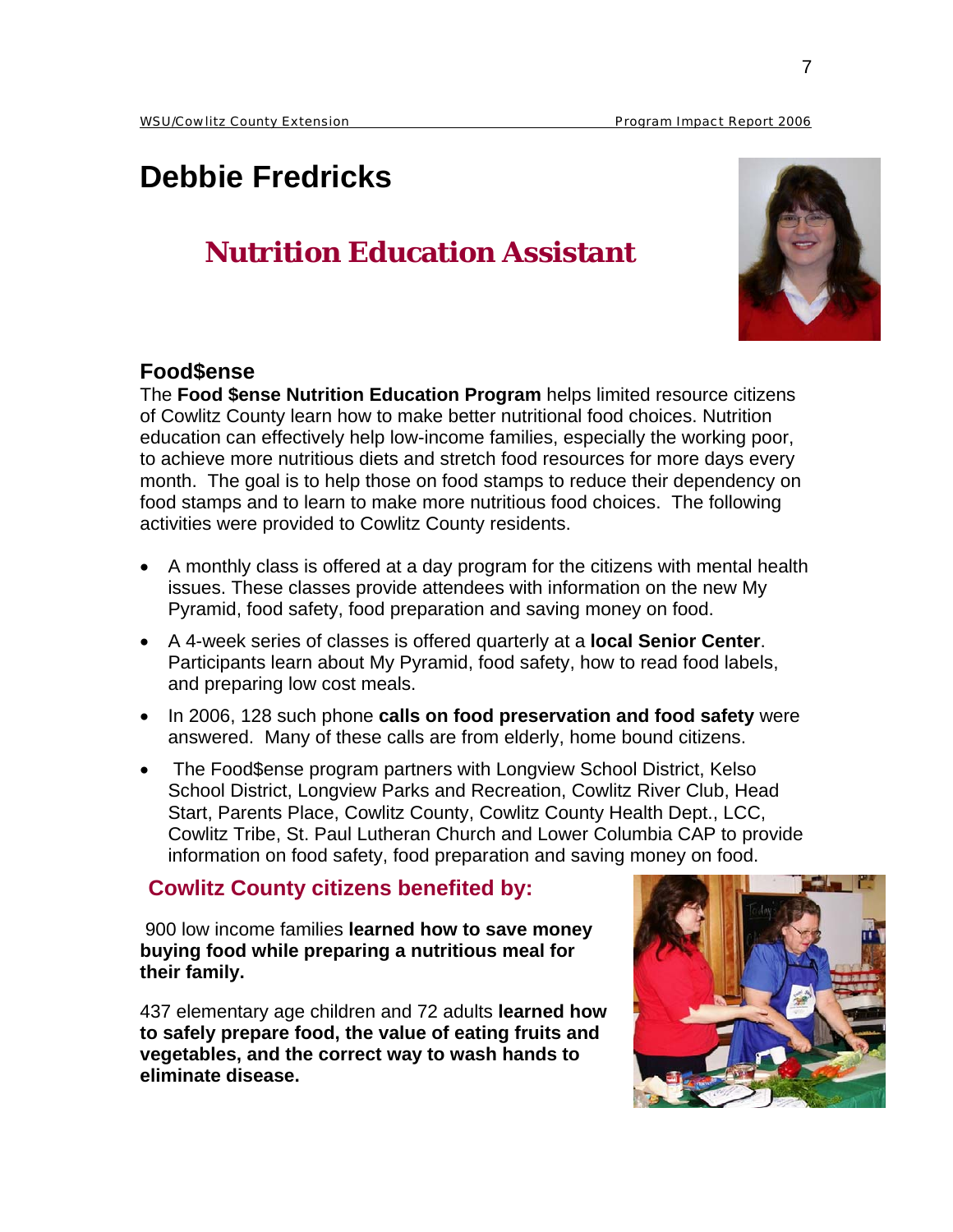# Debbie Fredricks

## Nutrition Education Assistant

### Food$ense

The **Food $ense Nutrition Education Program** helps limited resource citizens of Cowlitz County learn how to make better nutritional food choices. Nutrition education can effectively help low-income families, especially the working poor, to achieve more nutritious diets and stretch food resources for more days every month. The goal is to help those on food stamps to reduce their dependency on food stamps and to learn to make more nutritious food choices. The following activities were provided to Cowlitz County residents.

- A monthly class is offered at a day program for the citizens with mental health issues. These classes provide attendees with information on the new My Pyramid, food safety, food preparation and saving money on food.
- A 4-week series of classes is offered quarterly at a **local Senior Center**. Participants learn about My Pyramid, food safety, how to read food labels, and preparing low cost meals.
- In 2006, 128 such phone **calls on food preservation and food safety** were answered. Many of these calls are from elderly, home bound citizens.
- The Food$ense program partners with Longview School District, Kelso School District, Longview Parks and Recreation, Cowlitz River Club, Head Start, Parents Place, Cowlitz County, Cowlitz County Health Dept., LCC, Cowlitz Tribe, St. Paul Lutheran Church and Lower Columbia CAP to provide information on food safety, food preparation and saving money on food.

### Cowlitz County citizens benefited by:

900 low income families **learned how to save money buying food while preparing a nutritious meal for their family.**

437 elementary age children and 72 adults **learned how to safely prepare food, the value of eating fruits and vegetables, and the correct way to wash hands to eliminate disease.**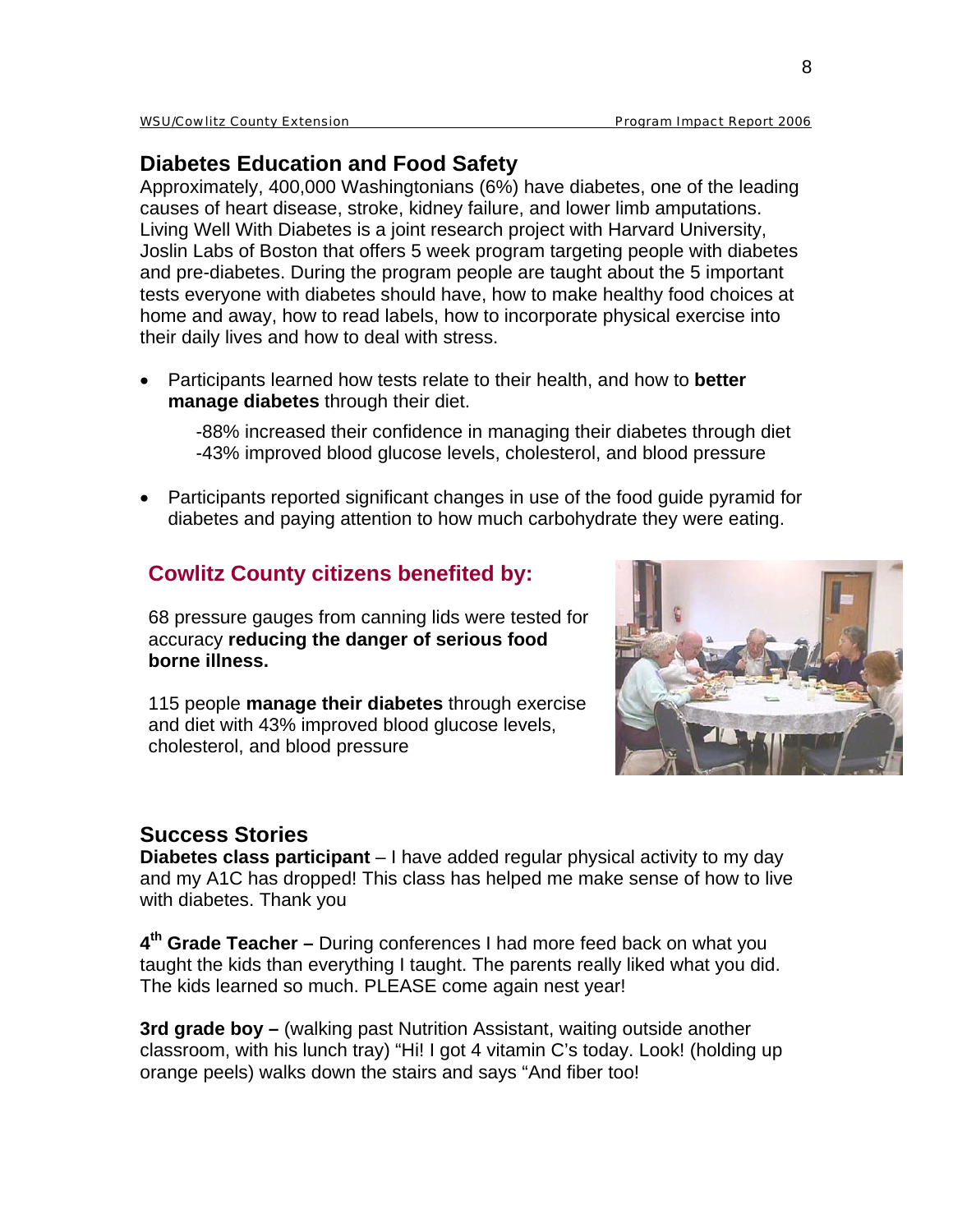## Diabetes Education and Food Safety

Approximately, 400,000 Washingtonians (6%) have diabetes, one of the leading causes of heart disease, stroke, kidney failure, and lower limb amputations. Living Well With Diabetes is a joint research project with Harvard University, Joslin Labs of Boston that offers 5 week program targeting people with diabetes and pre-diabetes. During the program people are taught about the 5 important tests everyone with diabetes should have, how to make healthy food choices at home and away, how to read labels, how to incorporate physical exercise into their daily lives and how to deal with stress.

- Participants learned how tests relate to their health, and how to **better manage diabetes** through their diet.

  -88% increased their confidence in managing their diabetes through diet
  -43% improved blood glucose levels, cholesterol, and blood pressure

- Participants reported significant changes in use of the food guide pyramid for diabetes and paying attention to how much carbohydrate they were eating.

### Cowlitz County citizens benefited by:

68 pressure gauges from canning lids were tested for accuracy **reducing the danger of serious food borne illness.**

115 people **manage their diabetes** through exercise and diet with 43% improved blood glucose levels, cholesterol, and blood pressure

## Success Stories

**Diabetes class participant** – I have added regular physical activity to my day and my A1C has dropped! This class has helped me make sense of how to live with diabetes. Thank you

**4th Grade Teacher –** During conferences I had more feed back on what you taught the kids than everything I taught. The parents really liked what you did. The kids learned so much. PLEASE come again nest year!

**3rd grade boy –** (walking past Nutrition Assistant, waiting outside another classroom, with his lunch tray) "Hi! I got 4 vitamin C's today. Look! (holding up orange peels) walks down the stairs and says "And fiber too!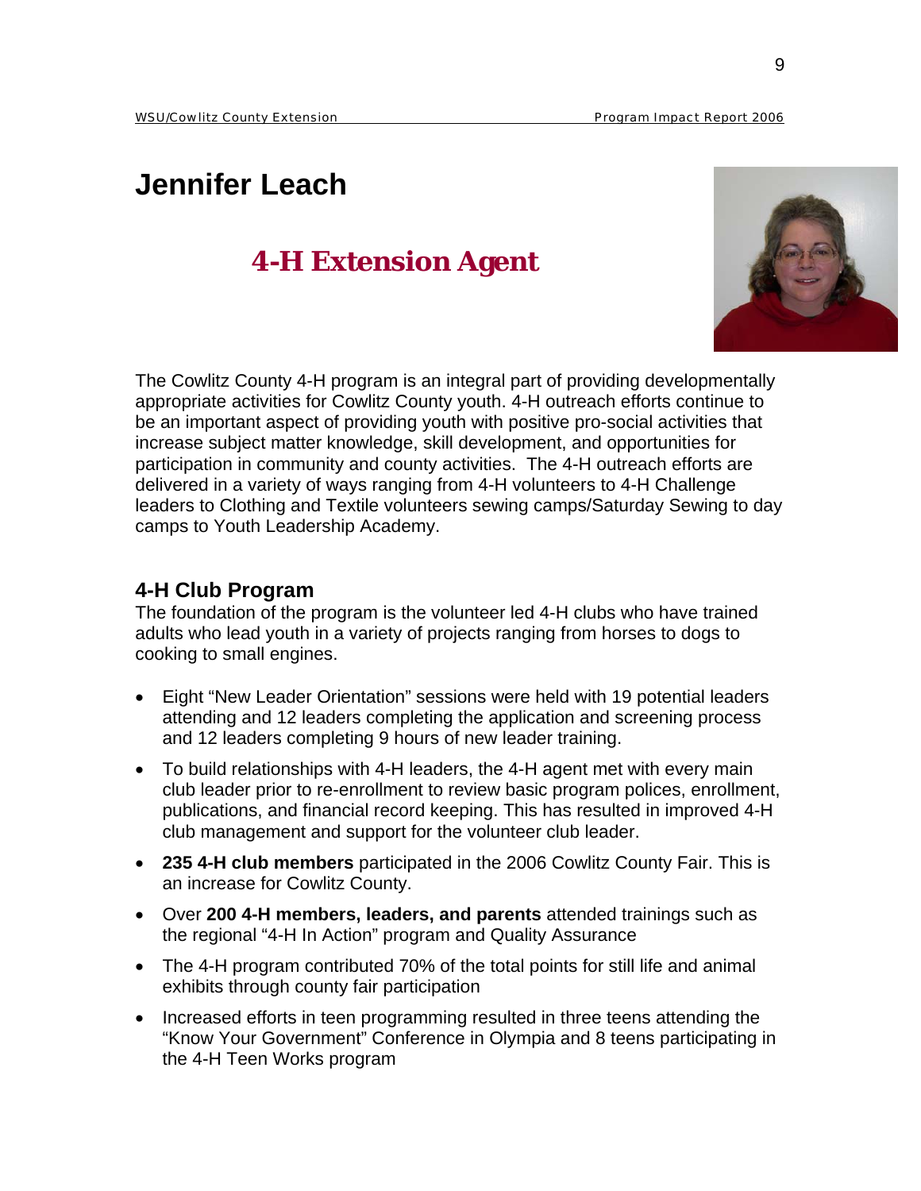# Jennifer Leach

## 4-H Extension Agent

The Cowlitz County 4-H program is an integral part of providing developmentally appropriate activities for Cowlitz County youth. 4-H outreach efforts continue to be an important aspect of providing youth with positive pro-social activities that increase subject matter knowledge, skill development, and opportunities for participation in community and county activities. The 4-H outreach efforts are delivered in a variety of ways ranging from 4-H volunteers to 4-H Challenge leaders to Clothing and Textile volunteers sewing camps/Saturday Sewing to day camps to Youth Leadership Academy.

### 4-H Club Program

The foundation of the program is the volunteer led 4-H clubs who have trained adults who lead youth in a variety of projects ranging from horses to dogs to cooking to small engines.

- Eight "New Leader Orientation" sessions were held with 19 potential leaders attending and 12 leaders completing the application and screening process and 12 leaders completing 9 hours of new leader training.
- To build relationships with 4-H leaders, the 4-H agent met with every main club leader prior to re-enrollment to review basic program polices, enrollment, publications, and financial record keeping. This has resulted in improved 4-H club management and support for the volunteer club leader.
- **235 4-H club members** participated in the 2006 Cowlitz County Fair. This is an increase for Cowlitz County.
- Over **200 4-H members, leaders, and parents** attended trainings such as the regional "4-H In Action" program and Quality Assurance
- The 4-H program contributed 70% of the total points for still life and animal exhibits through county fair participation
- Increased efforts in teen programming resulted in three teens attending the "Know Your Government" Conference in Olympia and 8 teens participating in the 4-H Teen Works program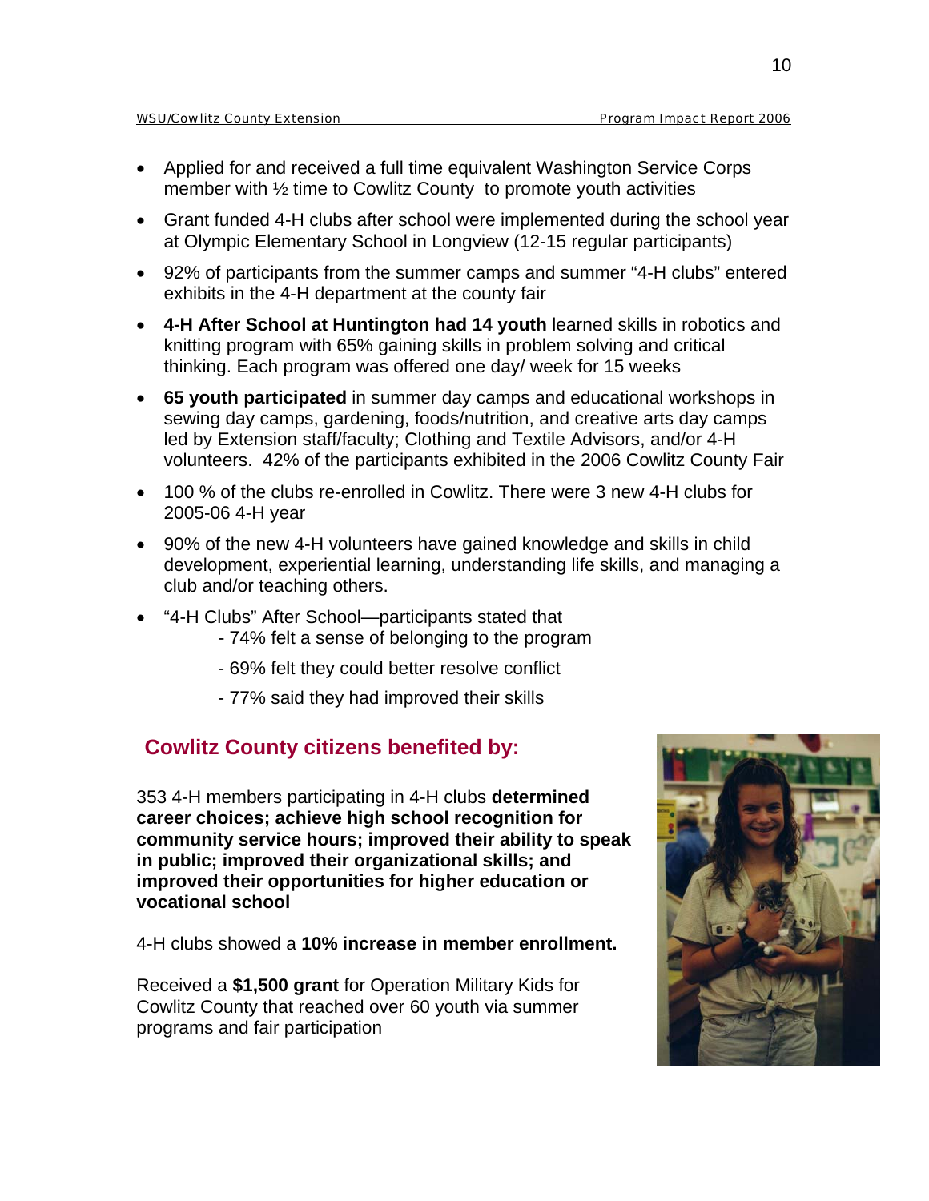- Applied for and received a full time equivalent Washington Service Corps member with ½ time to Cowlitz County to promote youth activities
- Grant funded 4-H clubs after school were implemented during the school year at Olympic Elementary School in Longview (12-15 regular participants)
- 92% of participants from the summer camps and summer "4-H clubs" entered exhibits in the 4-H department at the county fair
- **4-H After School at Huntington had 14 youth** learned skills in robotics and knitting program with 65% gaining skills in problem solving and critical thinking. Each program was offered one day/ week for 15 weeks
- **65 youth participated** in summer day camps and educational workshops in sewing day camps, gardening, foods/nutrition, and creative arts day camps led by Extension staff/faculty; Clothing and Textile Advisors, and/or 4-H volunteers. 42% of the participants exhibited in the 2006 Cowlitz County Fair
- 100 % of the clubs re-enrolled in Cowlitz. There were 3 new 4-H clubs for 2005-06 4-H year
- 90% of the new 4-H volunteers have gained knowledge and skills in child development, experiential learning, understanding life skills, and managing a club and/or teaching others.
- "4-H Clubs" After School—participants stated that
  - 74% felt a sense of belonging to the program
  - 69% felt they could better resolve conflict
  - 77% said they had improved their skills

## Cowlitz County citizens benefited by:

353 4-H members participating in 4-H clubs **determined career choices; achieve high school recognition for community service hours; improved their ability to speak in public; improved their organizational skills; and improved their opportunities for higher education or vocational school**

4-H clubs showed a **10% increase in member enrollment.**

Received a **$1,500 grant** for Operation Military Kids for Cowlitz County that reached over 60 youth via summer programs and fair participation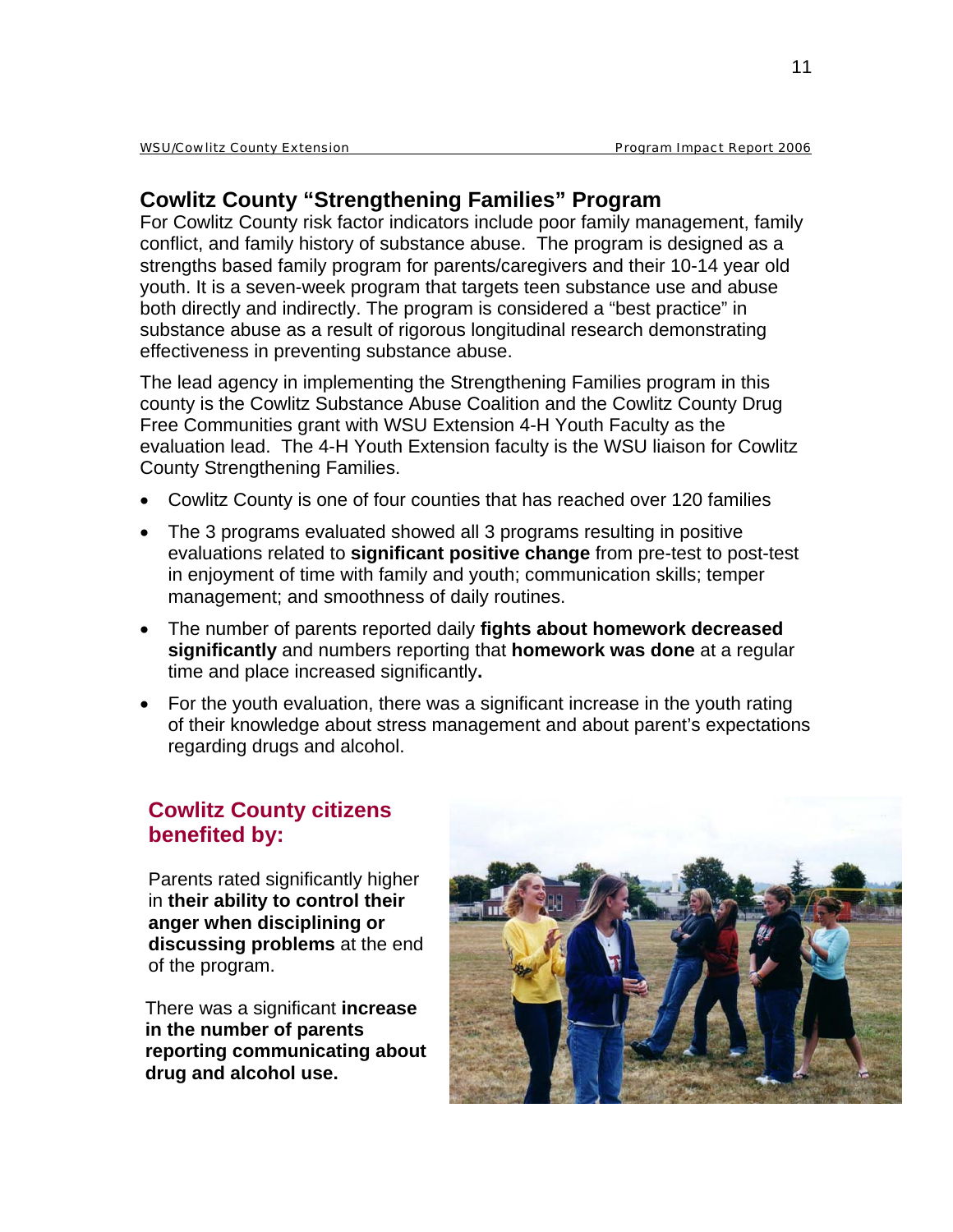## Cowlitz County "Strengthening Families" Program

For Cowlitz County risk factor indicators include poor family management, family conflict, and family history of substance abuse. The program is designed as a strengths based family program for parents/caregivers and their 10-14 year old youth. It is a seven-week program that targets teen substance use and abuse both directly and indirectly. The program is considered a "best practice" in substance abuse as a result of rigorous longitudinal research demonstrating effectiveness in preventing substance abuse.

The lead agency in implementing the Strengthening Families program in this county is the Cowlitz Substance Abuse Coalition and the Cowlitz County Drug Free Communities grant with WSU Extension 4-H Youth Faculty as the evaluation lead. The 4-H Youth Extension faculty is the WSU liaison for Cowlitz County Strengthening Families.

- Cowlitz County is one of four counties that has reached over 120 families
- The 3 programs evaluated showed all 3 programs resulting in positive evaluations related to **significant positive change** from pre-test to post-test in enjoyment of time with family and youth; communication skills; temper management; and smoothness of daily routines.
- The number of parents reported daily **fights about homework decreased significantly** and numbers reporting that **homework was done** at a regular time and place increased significantly**.**
- For the youth evaluation, there was a significant increase in the youth rating of their knowledge about stress management and about parent's expectations regarding drugs and alcohol.

### Cowlitz County citizens benefited by:

Parents rated significantly higher in **their ability to control their anger when disciplining or discussing problems** at the end of the program.

There was a significant **increase in the number of parents reporting communicating about drug and alcohol use.**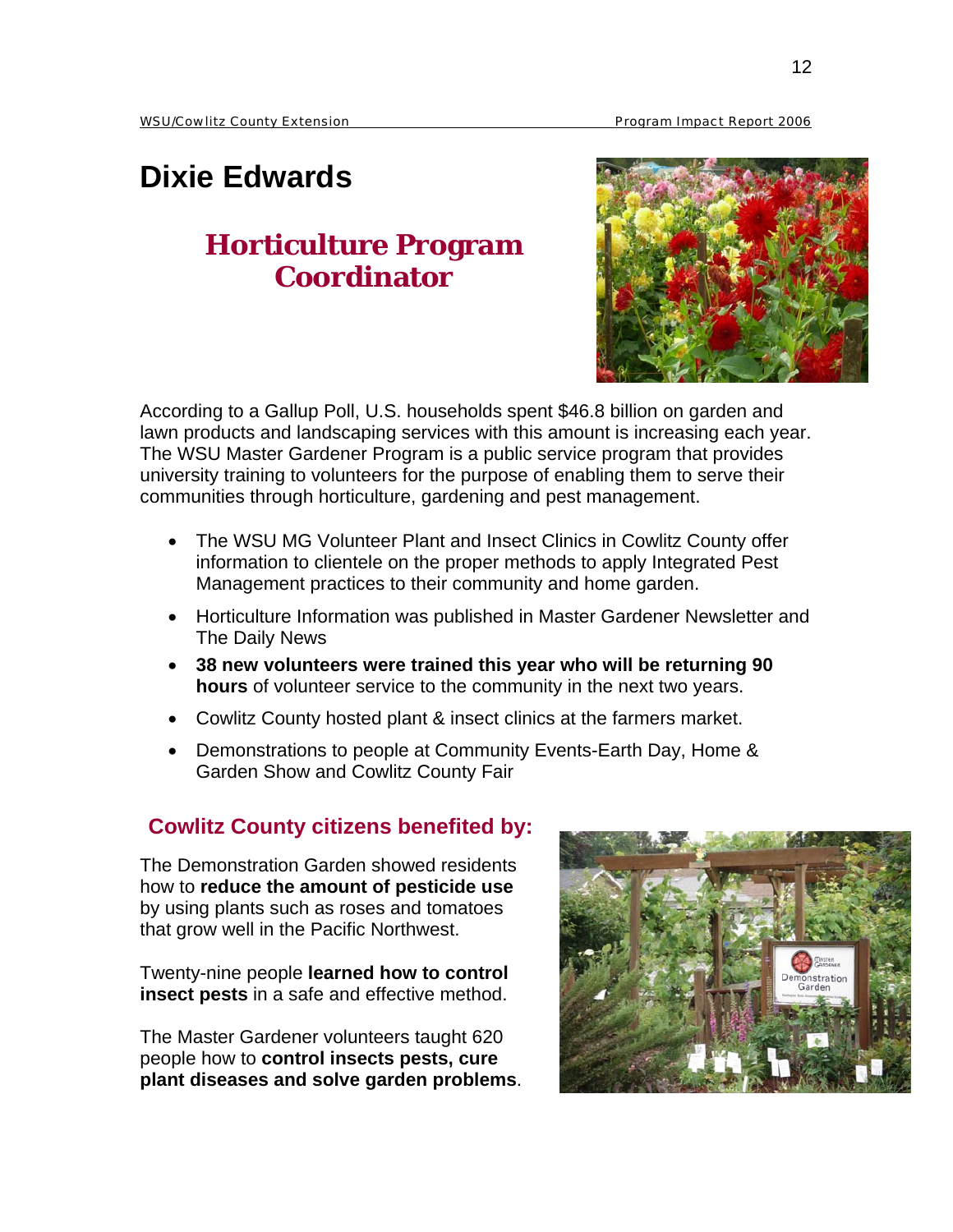# Dixie Edwards

## Horticulture Program Coordinator

According to a Gallup Poll, U.S. households spent $46.8 billion on garden and lawn products and landscaping services with this amount is increasing each year. The WSU Master Gardener Program is a public service program that provides university training to volunteers for the purpose of enabling them to serve their communities through horticulture, gardening and pest management.

- The WSU MG Volunteer Plant and Insect Clinics in Cowlitz County offer information to clientele on the proper methods to apply Integrated Pest Management practices to their community and home garden.
- Horticulture Information was published in Master Gardener Newsletter and The Daily News
- **38 new volunteers were trained this year who will be returning 90 hours** of volunteer service to the community in the next two years.
- Cowlitz County hosted plant & insect clinics at the farmers market.
- Demonstrations to people at Community Events-Earth Day, Home & Garden Show and Cowlitz County Fair

### Cowlitz County citizens benefited by:

The Demonstration Garden showed residents how to **reduce the amount of pesticide use** by using plants such as roses and tomatoes that grow well in the Pacific Northwest.

Twenty-nine people **learned how to control insect pests** in a safe and effective method.

The Master Gardener volunteers taught 620 people how to **control insects pests, cure plant diseases and solve garden problems**.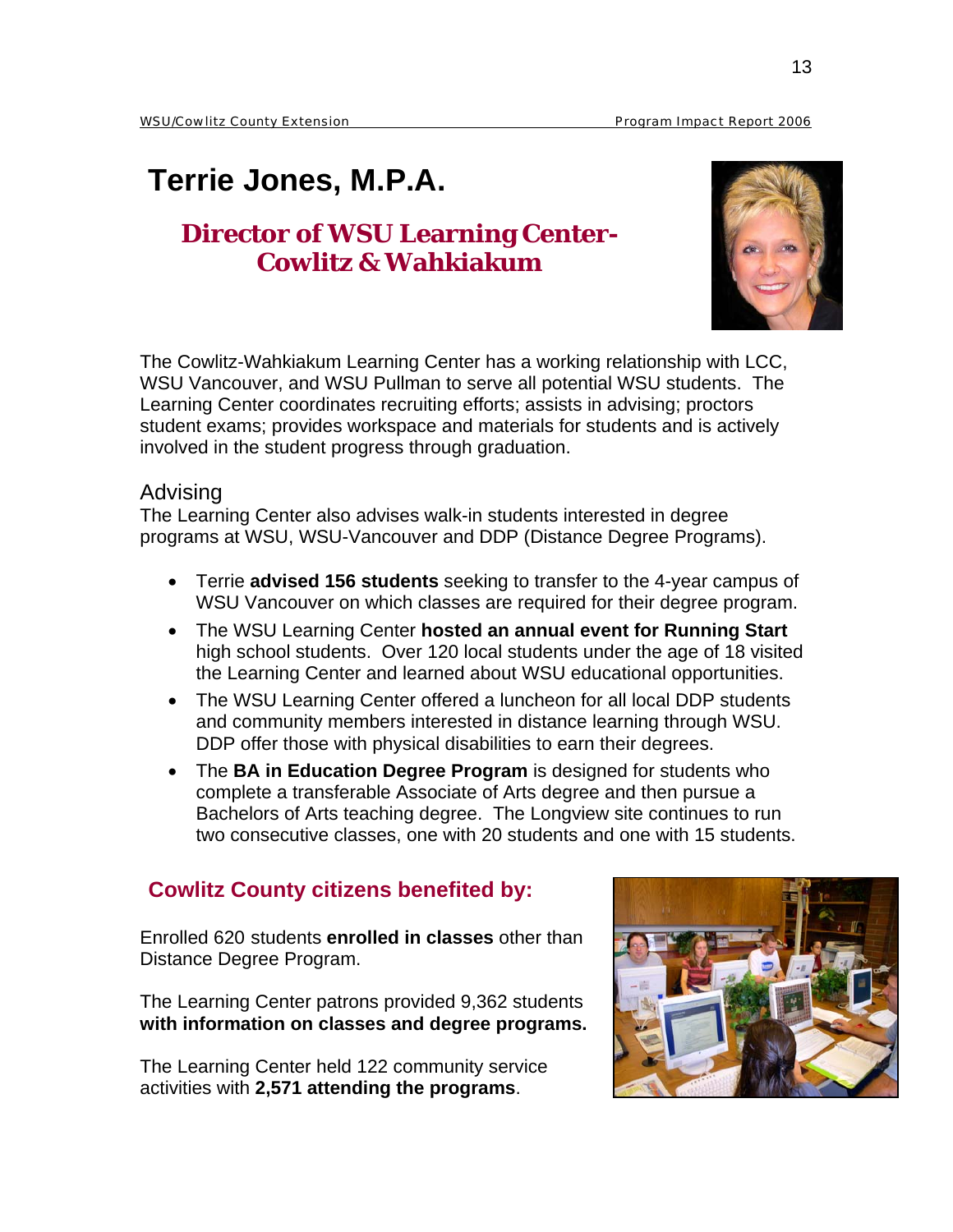# Terrie Jones, M.P.A.

## Director of WSU Learning Center- Cowlitz & Wahkiakum

The Cowlitz-Wahkiakum Learning Center has a working relationship with LCC, WSU Vancouver, and WSU Pullman to serve all potential WSU students. The Learning Center coordinates recruiting efforts; assists in advising; proctors student exams; provides workspace and materials for students and is actively involved in the student progress through graduation.

### Advising

The Learning Center also advises walk-in students interested in degree programs at WSU, WSU-Vancouver and DDP (Distance Degree Programs).

- Terrie **advised 156 students** seeking to transfer to the 4-year campus of WSU Vancouver on which classes are required for their degree program.
- The WSU Learning Center **hosted an annual event for Running Start** high school students. Over 120 local students under the age of 18 visited the Learning Center and learned about WSU educational opportunities.
- The WSU Learning Center offered a luncheon for all local DDP students and community members interested in distance learning through WSU. DDP offer those with physical disabilities to earn their degrees.
- The **BA in Education Degree Program** is designed for students who complete a transferable Associate of Arts degree and then pursue a Bachelors of Arts teaching degree. The Longview site continues to run two consecutive classes, one with 20 students and one with 15 students.

## Cowlitz County citizens benefited by:

Enrolled 620 students **enrolled in classes** other than Distance Degree Program.

The Learning Center patrons provided 9,362 students **with information on classes and degree programs.**

The Learning Center held 122 community service activities with **2,571 attending the programs**.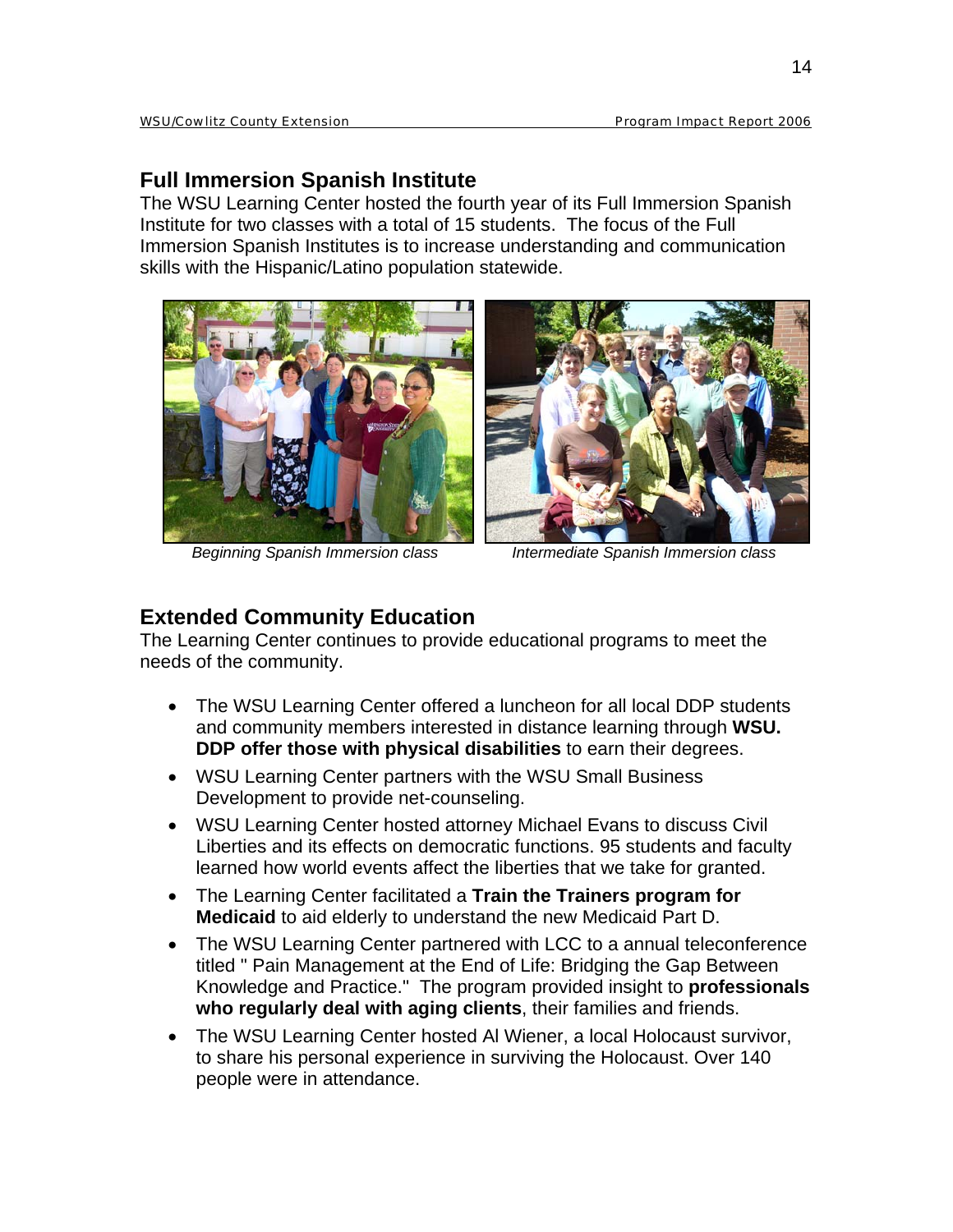## Full Immersion Spanish Institute

The WSU Learning Center hosted the fourth year of its Full Immersion Spanish Institute for two classes with a total of 15 students. The focus of the Full Immersion Spanish Institutes is to increase understanding and communication skills with the Hispanic/Latino population statewide.

*Beginning Spanish Immersion class*

*Intermediate Spanish Immersion class*

## Extended Community Education

The Learning Center continues to provide educational programs to meet the needs of the community.

- The WSU Learning Center offered a luncheon for all local DDP students and community members interested in distance learning through **WSU. DDP offer those with physical disabilities** to earn their degrees.
- WSU Learning Center partners with the WSU Small Business Development to provide net-counseling.
- WSU Learning Center hosted attorney Michael Evans to discuss Civil Liberties and its effects on democratic functions. 95 students and faculty learned how world events affect the liberties that we take for granted.
- The Learning Center facilitated a **Train the Trainers program for Medicaid** to aid elderly to understand the new Medicaid Part D.
- The WSU Learning Center partnered with LCC to a annual teleconference titled " Pain Management at the End of Life: Bridging the Gap Between Knowledge and Practice." The program provided insight to **professionals who regularly deal with aging clients**, their families and friends.
- The WSU Learning Center hosted Al Wiener, a local Holocaust survivor, to share his personal experience in surviving the Holocaust. Over 140 people were in attendance.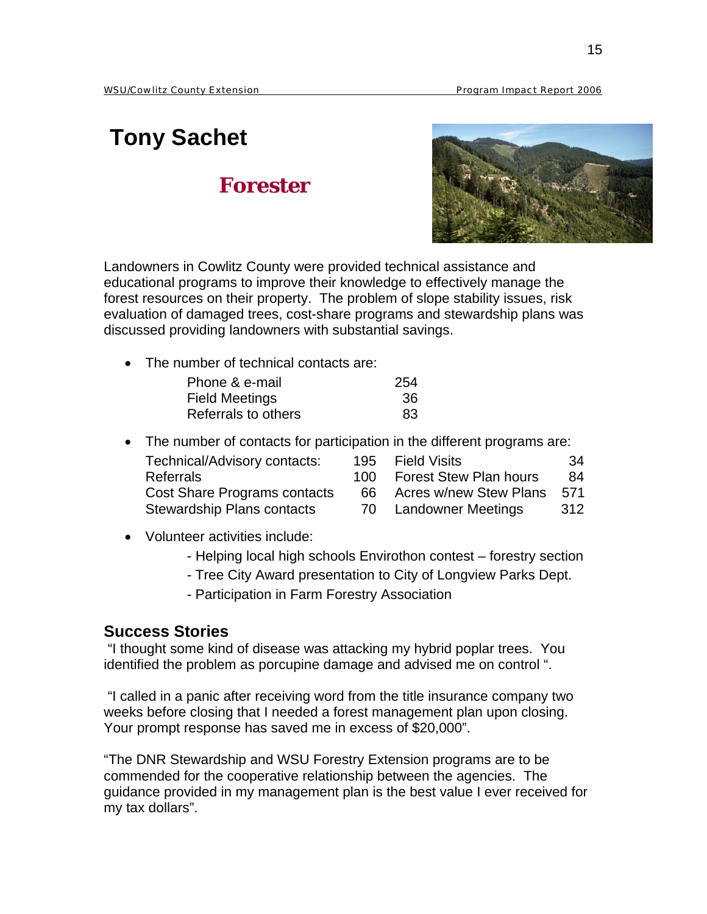# Tony Sachet

## Forester

Landowners in Cowlitz County were provided technical assistance and educational programs to improve their knowledge to effectively manage the forest resources on their property. The problem of slope stability issues, risk evaluation of damaged trees, cost-share programs and stewardship plans was discussed providing landowners with substantial savings.

- The number of technical contacts are:

| | |
|---|---|
| Phone & e-mail | 254 |
| Field Meetings | 36 |
| Referrals to others | 83 |

- The number of contacts for participation in the different programs are:

| | | | |
|---|---|---|---|
| Technical/Advisory contacts: | 195 | Field Visits | 34 |
| Referrals | 100 | Forest Stew Plan hours | 84 |
| Cost Share Programs contacts | 66 | Acres w/new Stew Plans | 571 |
| Stewardship Plans contacts | 70 | Landowner Meetings | 312 |

- Volunteer activities include:
  - Helping local high schools Envirothon contest – forestry section
  - Tree City Award presentation to City of Longview Parks Dept.
  - Participation in Farm Forestry Association

### Success Stories

"I thought some kind of disease was attacking my hybrid poplar trees. You identified the problem as porcupine damage and advised me on control ".

"I called in a panic after receiving word from the title insurance company two weeks before closing that I needed a forest management plan upon closing. Your prompt response has saved me in excess of $20,000".

"The DNR Stewardship and WSU Forestry Extension programs are to be commended for the cooperative relationship between the agencies. The guidance provided in my management plan is the best value I ever received for my tax dollars".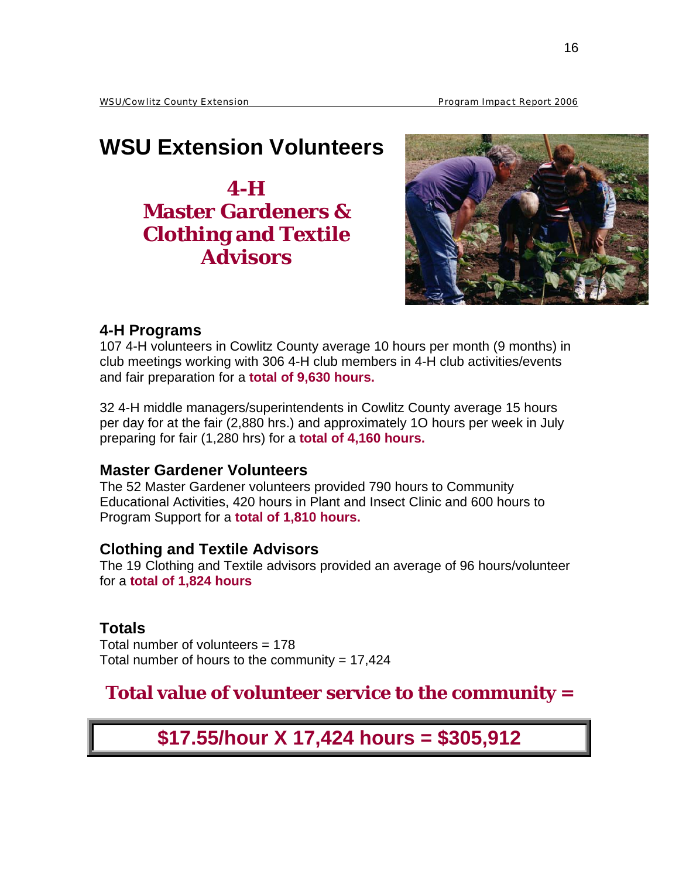# WSU Extension Volunteers

## 4-H Master Gardeners & Clothing and Textile Advisors

### 4-H Programs

107 4-H volunteers in Cowlitz County average 10 hours per month (9 months) in club meetings working with 306 4-H club members in 4-H club activities/events and fair preparation for a **total of 9,630 hours.**

32 4-H middle managers/superintendents in Cowlitz County average 15 hours per day for at the fair (2,880 hrs.) and approximately 1O hours per week in July preparing for fair (1,280 hrs) for a **total of 4,160 hours.**

### Master Gardener Volunteers

The 52 Master Gardener volunteers provided 790 hours to Community Educational Activities, 420 hours in Plant and Insect Clinic and 600 hours to Program Support for a **total of 1,810 hours.**

### Clothing and Textile Advisors

The 19 Clothing and Textile advisors provided an average of 96 hours/volunteer for a **total of 1,824 hours**

### Totals

Total number of volunteers = 178

Total number of hours to the community = 17,424

**Total value of volunteer service to the community =**

**$17.55/hour X 17,424 hours = $305,912**